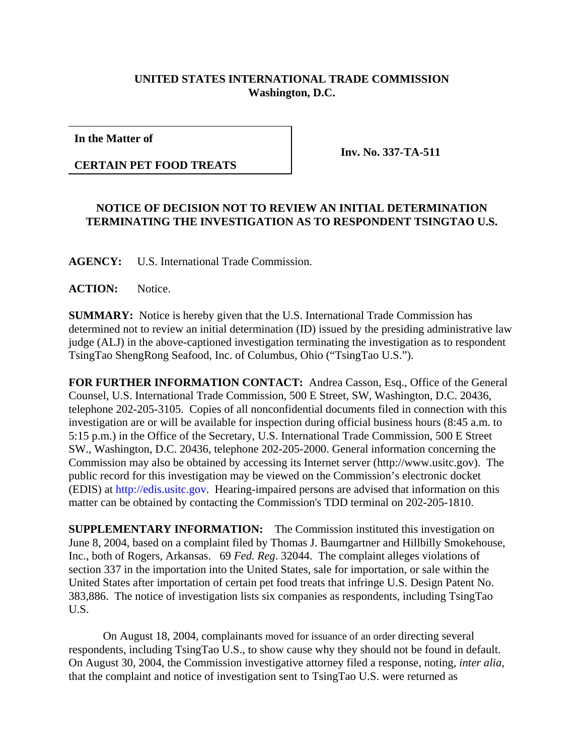**UNITED STATES INTERNATIONAL TRADE COMMISSION**
**Washington, D.C.**

| **In the Matter of** | |
|---|---|
| **CERTAIN PET FOOD TREATS** | **Inv. No. 337-TA-511** |

**NOTICE OF DECISION NOT TO REVIEW AN INITIAL DETERMINATION TERMINATING THE INVESTIGATION AS TO RESPONDENT TSINGTAO U.S.**

**AGENCY:** U.S. International Trade Commission.

**ACTION:** Notice.

**SUMMARY:** Notice is hereby given that the U.S. International Trade Commission has determined not to review an initial determination (ID) issued by the presiding administrative law judge (ALJ) in the above-captioned investigation terminating the investigation as to respondent TsingTao ShengRong Seafood, Inc. of Columbus, Ohio ("TsingTao U.S.").

**FOR FURTHER INFORMATION CONTACT:** Andrea Casson, Esq., Office of the General Counsel, U.S. International Trade Commission, 500 E Street, SW, Washington, D.C. 20436, telephone 202-205-3105. Copies of all nonconfidential documents filed in connection with this investigation are or will be available for inspection during official business hours (8:45 a.m. to 5:15 p.m.) in the Office of the Secretary, U.S. International Trade Commission, 500 E Street SW., Washington, D.C. 20436, telephone 202-205-2000. General information concerning the Commission may also be obtained by accessing its Internet server (http://www.usitc.gov). The public record for this investigation may be viewed on the Commission's electronic docket (EDIS) at http://edis.usitc.gov. Hearing-impaired persons are advised that information on this matter can be obtained by contacting the Commission's TDD terminal on 202-205-1810.

**SUPPLEMENTARY INFORMATION:** The Commission instituted this investigation on June 8, 2004, based on a complaint filed by Thomas J. Baumgartner and Hillbilly Smokehouse, Inc., both of Rogers, Arkansas. 69 *Fed. Reg*. 32044. The complaint alleges violations of section 337 in the importation into the United States, sale for importation, or sale within the United States after importation of certain pet food treats that infringe U.S. Design Patent No. 383,886. The notice of investigation lists six companies as respondents, including TsingTao U.S.

On August 18, 2004, complainants moved for issuance of an order directing several respondents, including TsingTao U.S., to show cause why they should not be found in default. On August 30, 2004, the Commission investigative attorney filed a response, noting, *inter alia*, that the complaint and notice of investigation sent to TsingTao U.S. were returned as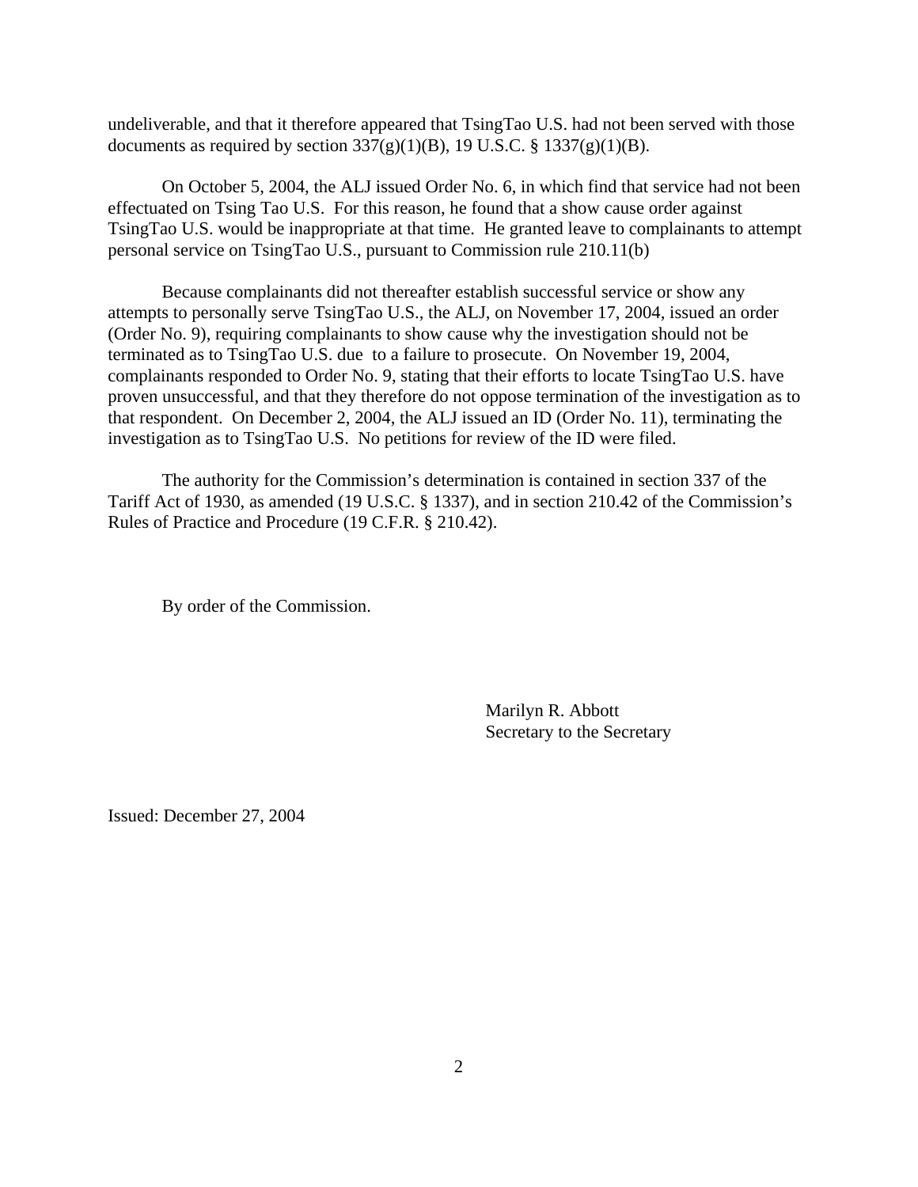undeliverable, and that it therefore appeared that TsingTao U.S. had not been served with those documents as required by section 337(g)(1)(B), 19 U.S.C. § 1337(g)(1)(B).

On October 5, 2004, the ALJ issued Order No. 6, in which find that service had not been effectuated on Tsing Tao U.S. For this reason, he found that a show cause order against TsingTao U.S. would be inappropriate at that time. He granted leave to complainants to attempt personal service on TsingTao U.S., pursuant to Commission rule 210.11(b)

Because complainants did not thereafter establish successful service or show any attempts to personally serve TsingTao U.S., the ALJ, on November 17, 2004, issued an order (Order No. 9), requiring complainants to show cause why the investigation should not be terminated as to TsingTao U.S. due to a failure to prosecute. On November 19, 2004, complainants responded to Order No. 9, stating that their efforts to locate TsingTao U.S. have proven unsuccessful, and that they therefore do not oppose termination of the investigation as to that respondent. On December 2, 2004, the ALJ issued an ID (Order No. 11), terminating the investigation as to TsingTao U.S. No petitions for review of the ID were filed.

The authority for the Commission's determination is contained in section 337 of the Tariff Act of 1930, as amended (19 U.S.C. § 1337), and in section 210.42 of the Commission's Rules of Practice and Procedure (19 C.F.R. § 210.42).

By order of the Commission.

Marilyn R. Abbott
Secretary to the Secretary

Issued: December 27, 2004